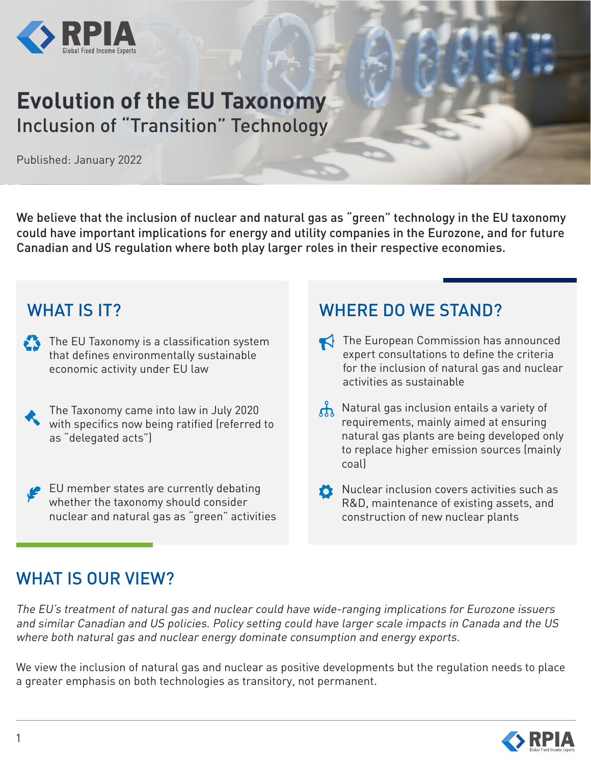RPIA
Global Fixed Income Experts

# Evolution of the EU Taxonomy

## Inclusion of "Transition" Technology

Published: January 2022

We believe that the inclusion of nuclear and natural gas as "green" technology in the EU taxonomy could have important implications for energy and utility companies in the Eurozone, and for future Canadian and US regulation where both play larger roles in their respective economies.

## WHAT IS IT?

- The EU Taxonomy is a classification system that defines environmentally sustainable economic activity under EU law
- The Taxonomy came into law in July 2020 with specifics now being ratified (referred to as "delegated acts")
- EU member states are currently debating whether the taxonomy should consider nuclear and natural gas as "green" activities

## WHERE DO WE STAND?

- The European Commission has announced expert consultations to define the criteria for the inclusion of natural gas and nuclear activities as sustainable
- Natural gas inclusion entails a variety of requirements, mainly aimed at ensuring natural gas plants are being developed only to replace higher emission sources (mainly coal)
- Nuclear inclusion covers activities such as R&D, maintenance of existing assets, and construction of new nuclear plants

## WHAT IS OUR VIEW?

*The EU's treatment of natural gas and nuclear could have wide-ranging implications for Eurozone issuers and similar Canadian and US policies. Policy setting could have larger scale impacts in Canada and the US where both natural gas and nuclear energy dominate consumption and energy exports.*

We view the inclusion of natural gas and nuclear as positive developments but the regulation needs to place a greater emphasis on both technologies as transitory, not permanent.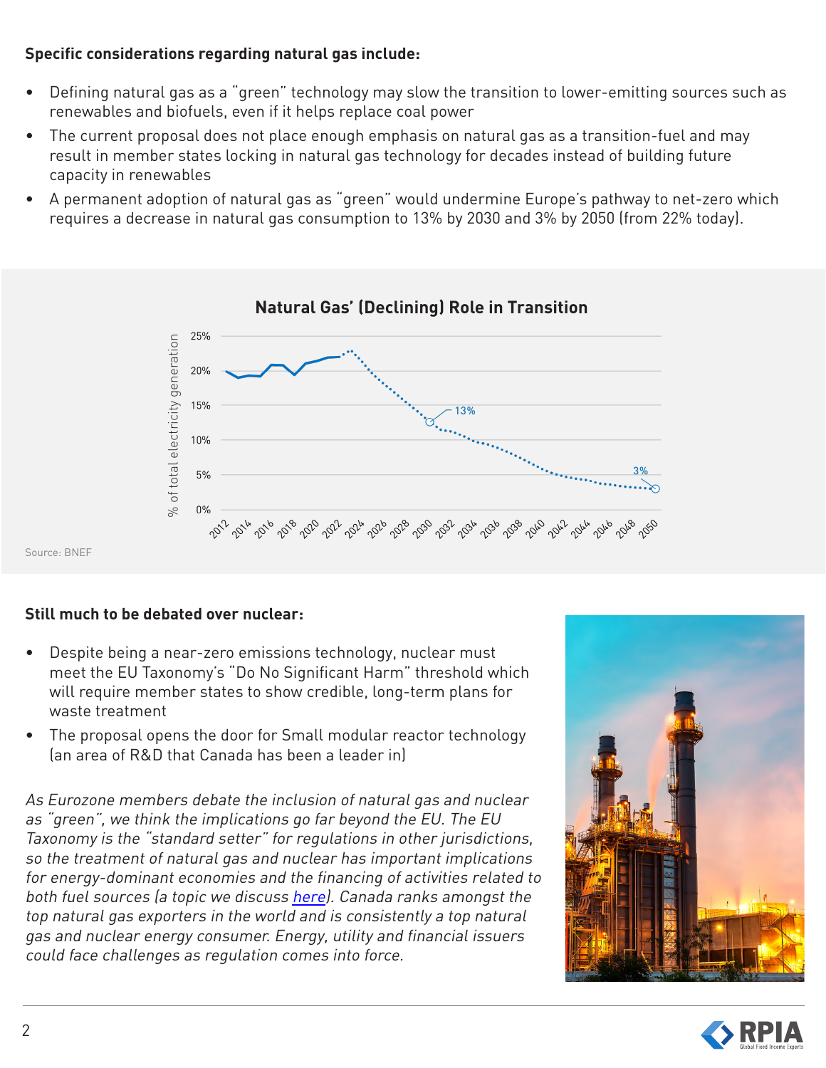**Specific considerations regarding natural gas include:**

- Defining natural gas as a "green" technology may slow the transition to lower-emitting sources such as renewables and biofuels, even if it helps replace coal power
- The current proposal does not place enough emphasis on natural gas as a transition-fuel and may result in member states locking in natural gas technology for decades instead of building future capacity in renewables
- A permanent adoption of natural gas as "green" would undermine Europe's pathway to net-zero which requires a decrease in natural gas consumption to 13% by 2030 and 3% by 2050 (from 22% today).

**Natural Gas' (Declining) Role in Transition**

Source: BNEF

**Still much to be debated over nuclear:**

- Despite being a near-zero emissions technology, nuclear must meet the EU Taxonomy's "Do No Significant Harm" threshold which will require member states to show credible, long-term plans for waste treatment
- The proposal opens the door for Small modular reactor technology (an area of R&D that Canada has been a leader in)

*As Eurozone members debate the inclusion of natural gas and nuclear as "green", we think the implications go far beyond the EU. The EU Taxonomy is the "standard setter" for regulations in other jurisdictions, so the treatment of natural gas and nuclear has important implications for energy-dominant economies and the financing of activities related to both fuel sources (a topic we discuss here). Canada ranks amongst the top natural gas exporters in the world and is consistently a top natural gas and nuclear energy consumer. Energy, utility and financial issuers could face challenges as regulation comes into force.*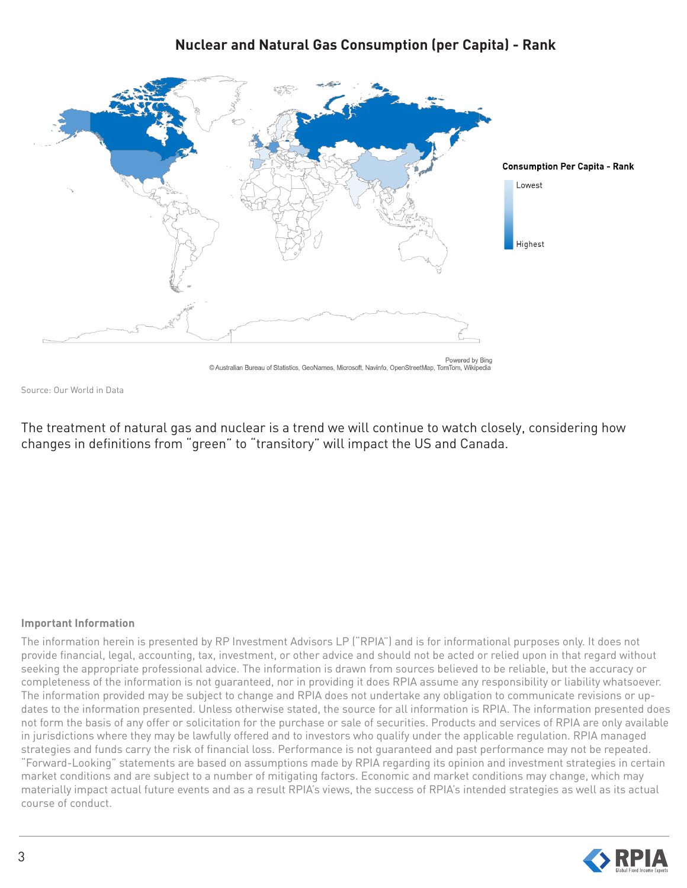## Nuclear and Natural Gas Consumption (per Capita) - Rank

Consumption Per Capita - Rank

Lowest

Highest

Powered by Bing

© Australian Bureau of Statistics, GeoNames, Microsoft, Navinfo, OpenStreetMap, TomTom, Wikipedia

Source: Our World in Data

The treatment of natural gas and nuclear is a trend we will continue to watch closely, considering how changes in definitions from "green" to "transitory" will impact the US and Canada.

**Important Information**

The information herein is presented by RP Investment Advisors LP ("RPIA") and is for informational purposes only. It does not provide financial, legal, accounting, tax, investment, or other advice and should not be acted or relied upon in that regard without seeking the appropriate professional advice. The information is drawn from sources believed to be reliable, but the accuracy or completeness of the information is not guaranteed, nor in providing it does RPIA assume any responsibility or liability whatsoever. The information provided may be subject to change and RPIA does not undertake any obligation to communicate revisions or updates to the information presented. Unless otherwise stated, the source for all information is RPIA. The information presented does not form the basis of any offer or solicitation for the purchase or sale of securities. Products and services of RPIA are only available in jurisdictions where they may be lawfully offered and to investors who qualify under the applicable regulation. RPIA managed strategies and funds carry the risk of financial loss. Performance is not guaranteed and past performance may not be repeated. "Forward-Looking" statements are based on assumptions made by RPIA regarding its opinion and investment strategies in certain market conditions and are subject to a number of mitigating factors. Economic and market conditions may change, which may materially impact actual future events and as a result RPIA's views, the success of RPIA's intended strategies as well as its actual course of conduct.